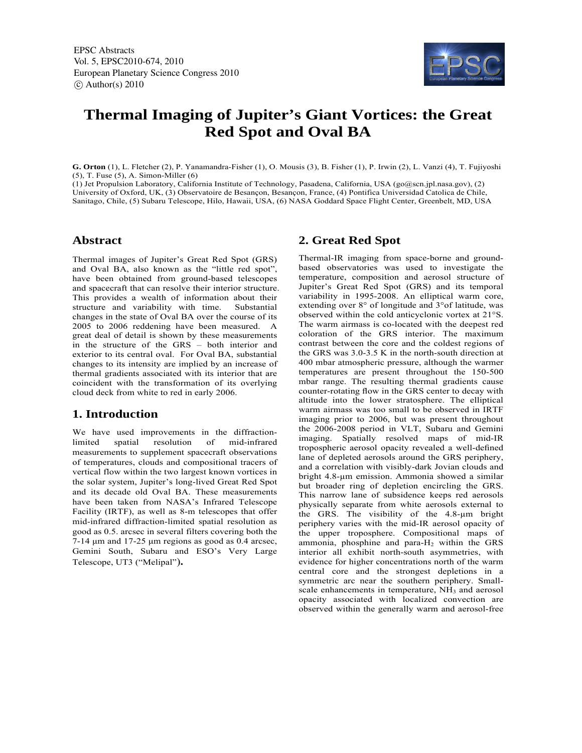# Thermal Imaging of Jupiter's Giant Vortices: the Great Red Spot and Oval BA

**G. Orton** (1), L. Fletcher (2), P. Yanamandra-Fisher (1), O. Mousis (3), B. Fisher (1), P. Irwin (2), L. Vanzi (4), T. Fujiyoshi (5), T. Fuse (5), A. Simon-Miller (6)

(1) Jet Propulsion Laboratory, California Institute of Technology, Pasadena, California, USA (go@scn.jpl.nasa.gov), (2) University of Oxford, UK, (3) Observatoire de Besançon, Besançon, France, (4) Pontifica Universidad Catolica de Chile, Sanitago, Chile, (5) Subaru Telescope, Hilo, Hawaii, USA, (6) NASA Goddard Space Flight Center, Greenbelt, MD, USA

## Abstract

Thermal images of Jupiter's Great Red Spot (GRS) and Oval BA, also known as the "little red spot", have been obtained from ground-based telescopes and spacecraft that can resolve their interior structure. This provides a wealth of information about their structure and variability with time. Substantial changes in the state of Oval BA over the course of its 2005 to 2006 reddening have been measured. A great deal of detail is shown by these measurements in the structure of the GRS – both interior and exterior to its central oval. For Oval BA, substantial changes to its intensity are implied by an increase of thermal gradients associated with its interior that are coincident with the transformation of its overlying cloud deck from white to red in early 2006.

## 1. Introduction

We have used improvements in the diffraction-limited spatial resolution of mid-infrared measurements to supplement spacecraft observations of temperatures, clouds and compositional tracers of vertical flow within the two largest known vortices in the solar system, Jupiter's long-lived Great Red Spot and its decade old Oval BA. These measurements have been taken from NASA's Infrared Telescope Facility (IRTF), as well as 8-m telescopes that offer mid-infrared diffraction-limited spatial resolution as good as 0.5. arcsec in several filters covering both the 7-14 μm and 17-25 μm regions as good as 0.4 arcsec, Gemini South, Subaru and ESO's Very Large Telescope, UT3 ("Melipal").

## 2. Great Red Spot

Thermal-IR imaging from space-borne and ground-based observatories was used to investigate the temperature, composition and aerosol structure of Jupiter's Great Red Spot (GRS) and its temporal variability in 1995-2008. An elliptical warm core, extending over 8° of longitude and 3°of latitude, was observed within the cold anticyclonic vortex at 21°S. The warm airmass is co-located with the deepest red coloration of the GRS interior. The maximum contrast between the core and the coldest regions of the GRS was 3.0-3.5 K in the north-south direction at 400 mbar atmospheric pressure, although the warmer temperatures are present throughout the 150-500 mbar range. The resulting thermal gradients cause counter-rotating flow in the GRS center to decay with altitude into the lower stratosphere. The elliptical warm airmass was too small to be observed in IRTF imaging prior to 2006, but was present throughout the 2006-2008 period in VLT, Subaru and Gemini imaging. Spatially resolved maps of mid-IR tropospheric aerosol opacity revealed a well-defined lane of depleted aerosols around the GRS periphery, and a correlation with visibly-dark Jovian clouds and bright 4.8-μm emission. Ammonia showed a similar but broader ring of depletion encircling the GRS. This narrow lane of subsidence keeps red aerosols physically separate from white aerosols external to the GRS. The visibility of the 4.8-μm bright periphery varies with the mid-IR aerosol opacity of the upper troposphere. Compositional maps of ammonia, phosphine and para-$H_2$ within the GRS interior all exhibit north-south asymmetries, with evidence for higher concentrations north of the warm central core and the strongest depletions in a symmetric arc near the southern periphery. Small-scale enhancements in temperature, $NH_3$ and aerosol opacity associated with localized convection are observed within the generally warm and aerosol-free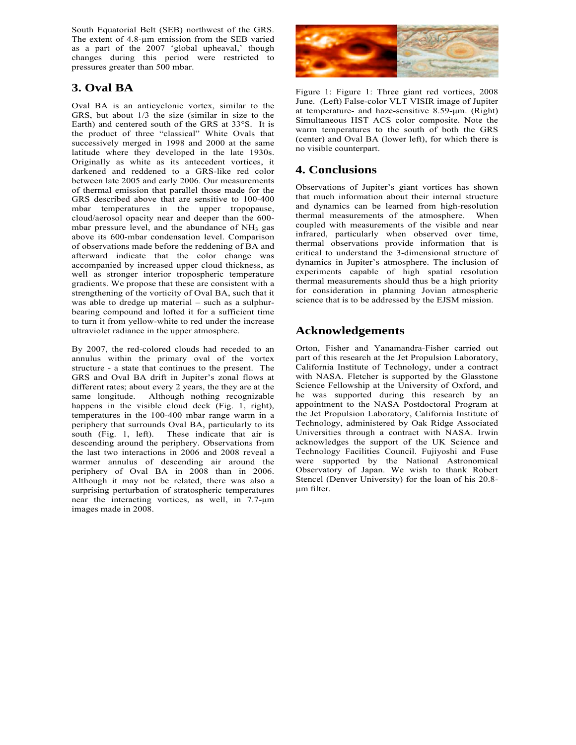South Equatorial Belt (SEB) northwest of the GRS. The extent of 4.8-µm emission from the SEB varied as a part of the 2007 'global upheaval,' though changes during this period were restricted to pressures greater than 500 mbar.

## 3. Oval BA

Oval BA is an anticyclonic vortex, similar to the GRS, but about 1/3 the size (similar in size to the Earth) and centered south of the GRS at 33°S. It is the product of three "classical" White Ovals that successively merged in 1998 and 2000 at the same latitude where they developed in the late 1930s. Originally as white as its antecedent vortices, it darkened and reddened to a GRS-like red color between late 2005 and early 2006. Our measurements of thermal emission that parallel those made for the GRS described above that are sensitive to 100-400 mbar temperatures in the upper tropopause, cloud/aerosol opacity near and deeper than the 600-mbar pressure level, and the abundance of $NH_3$ gas above its 600-mbar condensation level. Comparison of observations made before the reddening of BA and afterward indicate that the color change was accompanied by increased upper cloud thickness, as well as stronger interior tropospheric temperature gradients. We propose that these are consistent with a strengthening of the vorticity of Oval BA, such that it was able to dredge up material – such as a sulphur-bearing compound and lofted it for a sufficient time to turn it from yellow-white to red under the increase ultraviolet radiance in the upper atmosphere.

By 2007, the red-colored clouds had receded to an annulus within the primary oval of the vortex structure - a state that continues to the present. The GRS and Oval BA drift in Jupiter's zonal flows at different rates; about every 2 years, the they are at the same longitude. Although nothing recognizable happens in the visible cloud deck (Fig. 1, right), temperatures in the 100-400 mbar range warm in a periphery that surrounds Oval BA, particularly to its south (Fig. 1, left). These indicate that air is descending around the periphery. Observations from the last two interactions in 2006 and 2008 reveal a warmer annulus of descending air around the periphery of Oval BA in 2008 than in 2006. Although it may not be related, there was also a surprising perturbation of stratospheric temperatures near the interacting vortices, as well, in 7.7-µm images made in 2008.

Figure 1: Figure 1: Three giant red vortices, 2008 June. (Left) False-color VLT VISIR image of Jupiter at temperature- and haze-sensitive 8.59-µm. (Right) Simultaneous HST ACS color composite. Note the warm temperatures to the south of both the GRS (center) and Oval BA (lower left), for which there is no visible counterpart.

## 4. Conclusions

Observations of Jupiter's giant vortices has shown that much information about their internal structure and dynamics can be learned from high-resolution thermal measurements of the atmosphere. When coupled with measurements of the visible and near infrared, particularly when observed over time, thermal observations provide information that is critical to understand the 3-dimensional structure of dynamics in Jupiter's atmosphere. The inclusion of experiments capable of high spatial resolution thermal measurements should thus be a high priority for consideration in planning Jovian atmospheric science that is to be addressed by the EJSM mission.

## Acknowledgements

Orton, Fisher and Yanamandra-Fisher carried out part of this research at the Jet Propulsion Laboratory, California Institute of Technology, under a contract with NASA. Fletcher is supported by the Glasstone Science Fellowship at the University of Oxford, and he was supported during this research by an appointment to the NASA Postdoctoral Program at the Jet Propulsion Laboratory, California Institute of Technology, administered by Oak Ridge Associated Universities through a contract with NASA. Irwin acknowledges the support of the UK Science and Technology Facilities Council. Fujiyoshi and Fuse were supported by the National Astronomical Observatory of Japan. We wish to thank Robert Stencel (Denver University) for the loan of his 20.8-µm filter.